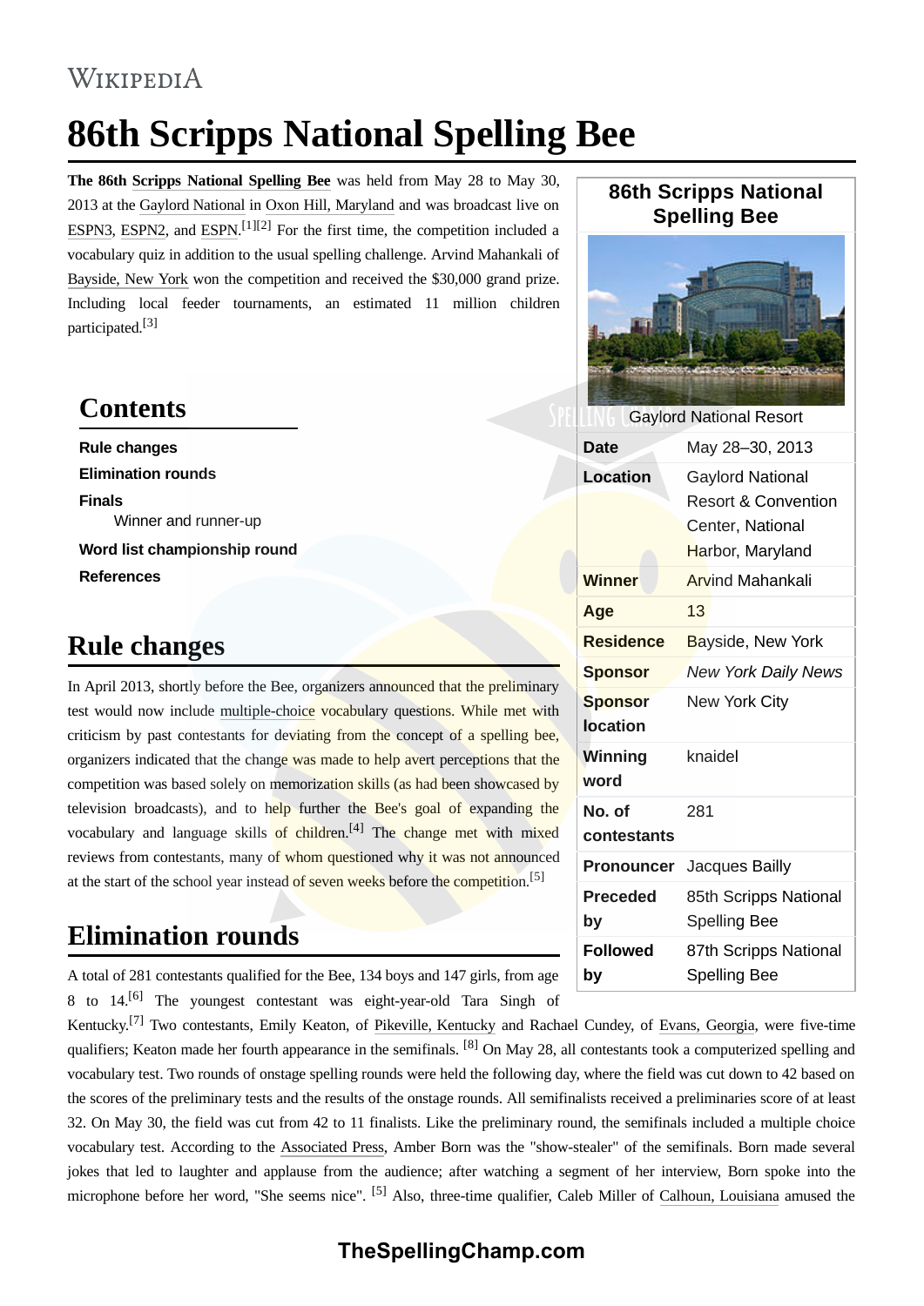# 86th Scripps National Spelling Bee

**The 86th Scripps National Spelling Bee** was held from May 28 to May 30, 2013 at the Gaylord National in Oxon Hill, Maryland and was broadcast live on ESPN3, ESPN2, and ESPN.[1][2] For the first time, the competition included a vocabulary quiz in addition to the usual spelling challenge. Arvind Mahankali of Bayside, New York won the competition and received the $30,000 grand prize. Including local feeder tournaments, an estimated 11 million children participated.[3]

| 86th Scripps National Spelling Bee | |
|---|---|
| Gaylord National Resort | |
| **Date** | May 28–30, 2013 |
| **Location** | Gaylord National Resort & Convention Center, National Harbor, Maryland |
| **Winner** | Arvind Mahankali |
| **Age** | 13 |
| **Residence** | Bayside, New York |
| **Sponsor** | *New York Daily News* |
| **Sponsor location** | New York City |
| **Winning word** | knaidel |
| **No. of contestants** | 281 |
| **Pronouncer** | Jacques Bailly |
| **Preceded by** | 85th Scripps National Spelling Bee |
| **Followed by** | 87th Scripps National Spelling Bee |

## Contents

- **Rule changes**
- **Elimination rounds**
- **Finals**
  - Winner and runner-up
- **Word list championship round**
- **References**

## Rule changes

In April 2013, shortly before the Bee, organizers announced that the preliminary test would now include multiple-choice vocabulary questions. While met with criticism by past contestants for deviating from the concept of a spelling bee, organizers indicated that the change was made to help avert perceptions that the competition was based solely on memorization skills (as had been showcased by television broadcasts), and to help further the Bee's goal of expanding the vocabulary and language skills of children.[4] The change met with mixed reviews from contestants, many of whom questioned why it was not announced at the start of the school year instead of seven weeks before the competition.[5]

## Elimination rounds

A total of 281 contestants qualified for the Bee, 134 boys and 147 girls, from age 8 to 14.[6] The youngest contestant was eight-year-old Tara Singh of Kentucky.[7] Two contestants, Emily Keaton, of Pikeville, Kentucky and Rachael Cundey, of Evans, Georgia, were five-time qualifiers; Keaton made her fourth appearance in the semifinals. [8] On May 28, all contestants took a computerized spelling and vocabulary test. Two rounds of onstage spelling rounds were held the following day, where the field was cut down to 42 based on the scores of the preliminary tests and the results of the onstage rounds. All semifinalists received a preliminaries score of at least 32. On May 30, the field was cut from 42 to 11 finalists. Like the preliminary round, the semifinals included a multiple choice vocabulary test. According to the Associated Press, Amber Born was the "show-stealer" of the semifinals. Born made several jokes that led to laughter and applause from the audience; after watching a segment of her interview, Born spoke into the microphone before her word, "She seems nice". [5] Also, three-time qualifier, Caleb Miller of Calhoun, Louisiana amused the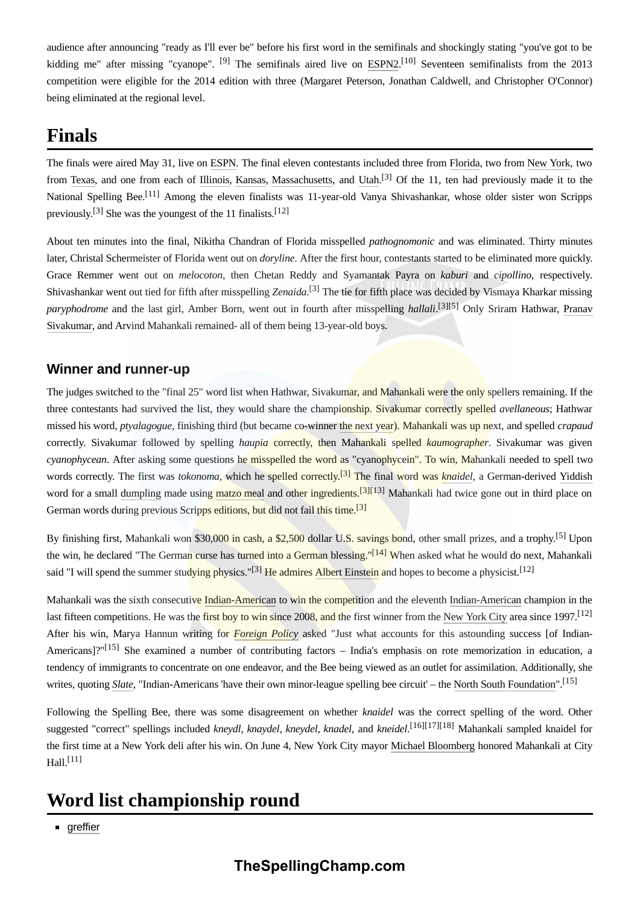audience after announcing "ready as I'll ever be" before his first word in the semifinals and shockingly stating "you've got to be kidding me" after missing "cyanope". [9] The semifinals aired live on ESPN2.[10] Seventeen semifinalists from the 2013 competition were eligible for the 2014 edition with three (Margaret Peterson, Jonathan Caldwell, and Christopher O'Connor) being eliminated at the regional level.

# Finals

The finals were aired May 31, live on ESPN. The final eleven contestants included three from Florida, two from New York, two from Texas, and one from each of Illinois, Kansas, Massachusetts, and Utah.[3] Of the 11, ten had previously made it to the National Spelling Bee.[11] Among the eleven finalists was 11-year-old Vanya Shivashankar, whose older sister won Scripps previously.[3] She was the youngest of the 11 finalists.[12]

About ten minutes into the final, Nikitha Chandran of Florida misspelled *pathognomonic* and was eliminated. Thirty minutes later, Christal Schermeister of Florida went out on *doryline*. After the first hour, contestants started to be eliminated more quickly. Grace Remmer went out on *melocoton*, then Chetan Reddy and Syamantak Payra on *kaburi* and *cipollino*, respectively. Shivashankar went out tied for fifth after misspelling *Zenaida*.[3] The tie for fifth place was decided by Vismaya Kharkar missing *paryphodrome* and the last girl, Amber Born, went out in fourth after misspelling *hallali*.[3][5] Only Sriram Hathwar, Pranav Sivakumar, and Arvind Mahankali remained- all of them being 13-year-old boys.

## Winner and runner-up

The judges switched to the "final 25" word list when Hathwar, Sivakumar, and Mahankali were the only spellers remaining. If the three contestants had survived the list, they would share the championship. Sivakumar correctly spelled *avellaneous*; Hathwar missed his word, *ptyalagogue*, finishing third (but became co-winner the next year). Mahankali was up next, and spelled *crapaud* correctly. Sivakumar followed by spelling *haupia* correctly, then Mahankali spelled *kaumographer*. Sivakumar was given *cyanophycean*. After asking some questions he misspelled the word as "cyanophycein". To win, Mahankali needed to spell two words correctly. The first was *tokonoma*, which he spelled correctly.[3] The final word was *knaidel*, a German-derived Yiddish word for a small dumpling made using matzo meal and other ingredients.[3][13] Mahankali had twice gone out in third place on German words during previous Scripps editions, but did not fail this time.[3]

By finishing first, Mahankali won $30,000 in cash, a $2,500 dollar U.S. savings bond, other small prizes, and a trophy.[5] Upon the win, he declared "The German curse has turned into a German blessing."[14] When asked what he would do next, Mahankali said "I will spend the summer studying physics."[3] He admires Albert Einstein and hopes to become a physicist.[12]

Mahankali was the sixth consecutive Indian-American to win the competition and the eleventh Indian-American champion in the last fifteen competitions. He was the first boy to win since 2008, and the first winner from the New York City area since 1997.[12] After his win, Marya Hannun writing for *Foreign Policy* asked "Just what accounts for this astounding success [of Indian-Americans]?"[15] She examined a number of contributing factors – India's emphasis on rote memorization in education, a tendency of immigrants to concentrate on one endeavor, and the Bee being viewed as an outlet for assimilation. Additionally, she writes, quoting *Slate*, "Indian-Americans 'have their own minor-league spelling bee circuit' – the North South Foundation".[15]

Following the Spelling Bee, there was some disagreement on whether *knaidel* was the correct spelling of the word. Other suggested "correct" spellings included *kneydl*, *knaydel*, *kneydel*, *knadel*, and *kneidel*.[16][17][18] Mahankali sampled knaidel for the first time at a New York deli after his win. On June 4, New York City mayor Michael Bloomberg honored Mahankali at City Hall.[11]

# Word list championship round

- greffier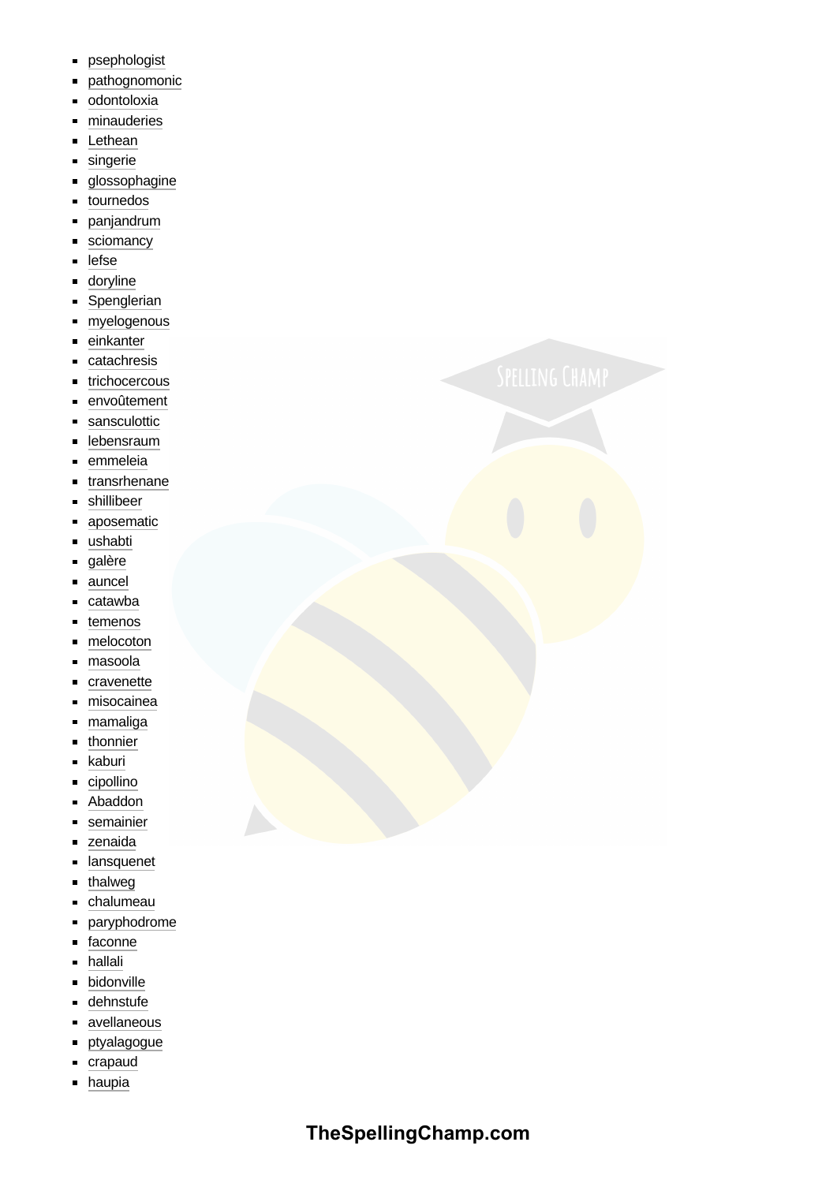- psephologist
- pathognomonic
- odontoloxia
- minauderies
- Lethean
- singerie
- glossophagine
- tournedos
- panjandrum
- sciomancy
- lefse
- doryline
- Spenglerian
- myelogenous
- einkanter
- catachresis
- trichocercous
- envoûtement
- sansculottic
- lebensraum
- emmeleia
- transrhenane
- shillibeer
- aposematic
- ushabti
- galère
- auncel
- catawba
- temenos
- melocoton
- masoola
- cravenette
- misocainea
- mamaliga
- thonnier
- kaburi
- cipollino
- Abaddon
- semainier
- zenaida
- lansquenet
- thalweg
- chalumeau
- paryphodrome
- faconne
- hallali
- bidonville
- dehnstufe
- avellaneous
- ptyalagogue
- crapaud
- haupia

**TheSpellingChamp.com**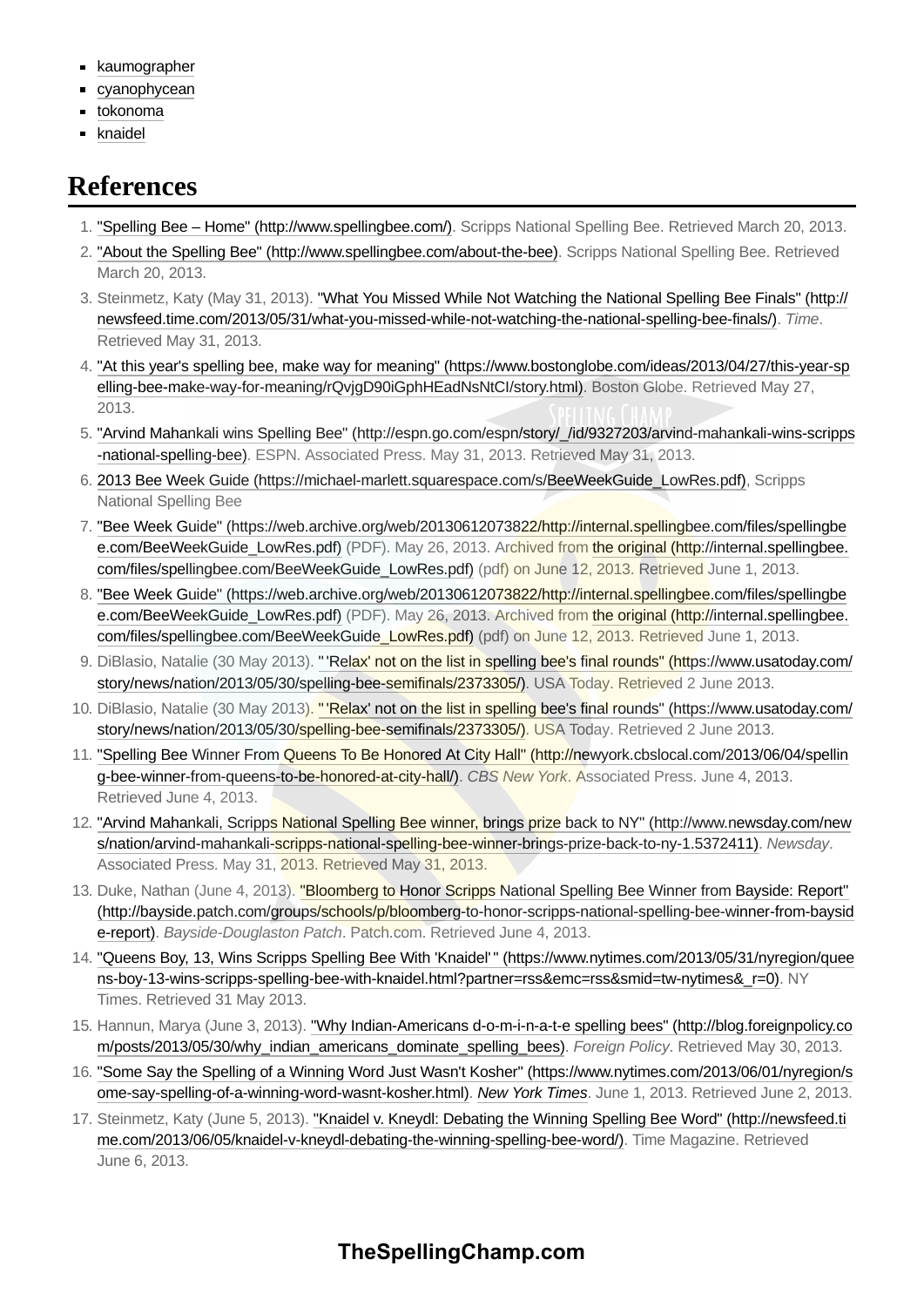- kaumographer
- cyanophycean
- tokonoma
- knaidel

## References

1. "Spelling Bee – Home" (http://www.spellingbee.com/). Scripps National Spelling Bee. Retrieved March 20, 2013.
2. "About the Spelling Bee" (http://www.spellingbee.com/about-the-bee). Scripps National Spelling Bee. Retrieved March 20, 2013.
3. Steinmetz, Katy (May 31, 2013). "What You Missed While Not Watching the National Spelling Bee Finals" (http://newsfeed.time.com/2013/05/31/what-you-missed-while-not-watching-the-national-spelling-bee-finals/). *Time*. Retrieved May 31, 2013.
4. "At this year's spelling bee, make way for meaning" (https://www.bostonglobe.com/ideas/2013/04/27/this-year-spelling-bee-make-way-for-meaning/rQvjgD90iGphHEadNsNtCI/story.html). Boston Globe. Retrieved May 27, 2013.
5. "Arvind Mahankali wins Spelling Bee" (http://espn.go.com/espn/story/_/id/9327203/arvind-mahankali-wins-scripps-national-spelling-bee). ESPN. Associated Press. May 31, 2013. Retrieved May 31, 2013.
6. 2013 Bee Week Guide (https://michael-marlett.squarespace.com/s/BeeWeekGuide_LowRes.pdf), Scripps National Spelling Bee
7. "Bee Week Guide" (https://web.archive.org/web/20130612073822/http://internal.spellingbee.com/files/spellingbee.com/BeeWeekGuide_LowRes.pdf) (PDF). May 26, 2013. Archived from the original (http://internal.spellingbee.com/files/spellingbee.com/BeeWeekGuide_LowRes.pdf) (pdf) on June 12, 2013. Retrieved June 1, 2013.
8. "Bee Week Guide" (https://web.archive.org/web/20130612073822/http://internal.spellingbee.com/files/spellingbee.com/BeeWeekGuide_LowRes.pdf) (PDF). May 26, 2013. Archived from the original (http://internal.spellingbee.com/files/spellingbee.com/BeeWeekGuide_LowRes.pdf) (pdf) on June 12, 2013. Retrieved June 1, 2013.
9. DiBlasio, Natalie (30 May 2013). "'Relax' not on the list in spelling bee's final rounds" (https://www.usatoday.com/story/news/nation/2013/05/30/spelling-bee-semifinals/2373305/). USA Today. Retrieved 2 June 2013.
10. DiBlasio, Natalie (30 May 2013). "'Relax' not on the list in spelling bee's final rounds" (https://www.usatoday.com/story/news/nation/2013/05/30/spelling-bee-semifinals/2373305/). USA Today. Retrieved 2 June 2013.
11. "Spelling Bee Winner From Queens To Be Honored At City Hall" (http://newyork.cbslocal.com/2013/06/04/spelling-bee-winner-from-queens-to-be-honored-at-city-hall/). *CBS New York*. Associated Press. June 4, 2013. Retrieved June 4, 2013.
12. "Arvind Mahankali, Scripps National Spelling Bee winner, brings prize back to NY" (http://www.newsday.com/news/nation/arvind-mahankali-scripps-national-spelling-bee-winner-brings-prize-back-to-ny-1.5372411). *Newsday*. Associated Press. May 31, 2013. Retrieved May 31, 2013.
13. Duke, Nathan (June 4, 2013). "Bloomberg to Honor Scripps National Spelling Bee Winner from Bayside: Report" (http://bayside.patch.com/groups/schools/p/bloomberg-to-honor-scripps-national-spelling-bee-winner-from-bayside-report). *Bayside-Douglaston Patch*. Patch.com. Retrieved June 4, 2013.
14. "Queens Boy, 13, Wins Scripps Spelling Bee With 'Knaidel'" (https://www.nytimes.com/2013/05/31/nyregion/queens-boy-13-wins-scripps-spelling-bee-with-knaidel.html?partner=rss&emc=rss&smid=tw-nytimes&_r=0). NY Times. Retrieved 31 May 2013.
15. Hannun, Marya (June 3, 2013). "Why Indian-Americans d-o-m-i-n-a-t-e spelling bees" (http://blog.foreignpolicy.com/posts/2013/05/30/why_indian_americans_dominate_spelling_bees). *Foreign Policy*. Retrieved May 30, 2013.
16. "Some Say the Spelling of a Winning Word Just Wasn't Kosher" (https://www.nytimes.com/2013/06/01/nyregion/some-say-spelling-of-a-winning-word-wasnt-kosher.html). *New York Times*. June 1, 2013. Retrieved June 2, 2013.
17. Steinmetz, Katy (June 5, 2013). "Knaidel v. Kneydl: Debating the Winning Spelling Bee Word" (http://newsfeed.time.com/2013/06/05/knaidel-v-kneydl-debating-the-winning-spelling-bee-word/). Time Magazine. Retrieved June 6, 2013.

**TheSpellingChamp.com**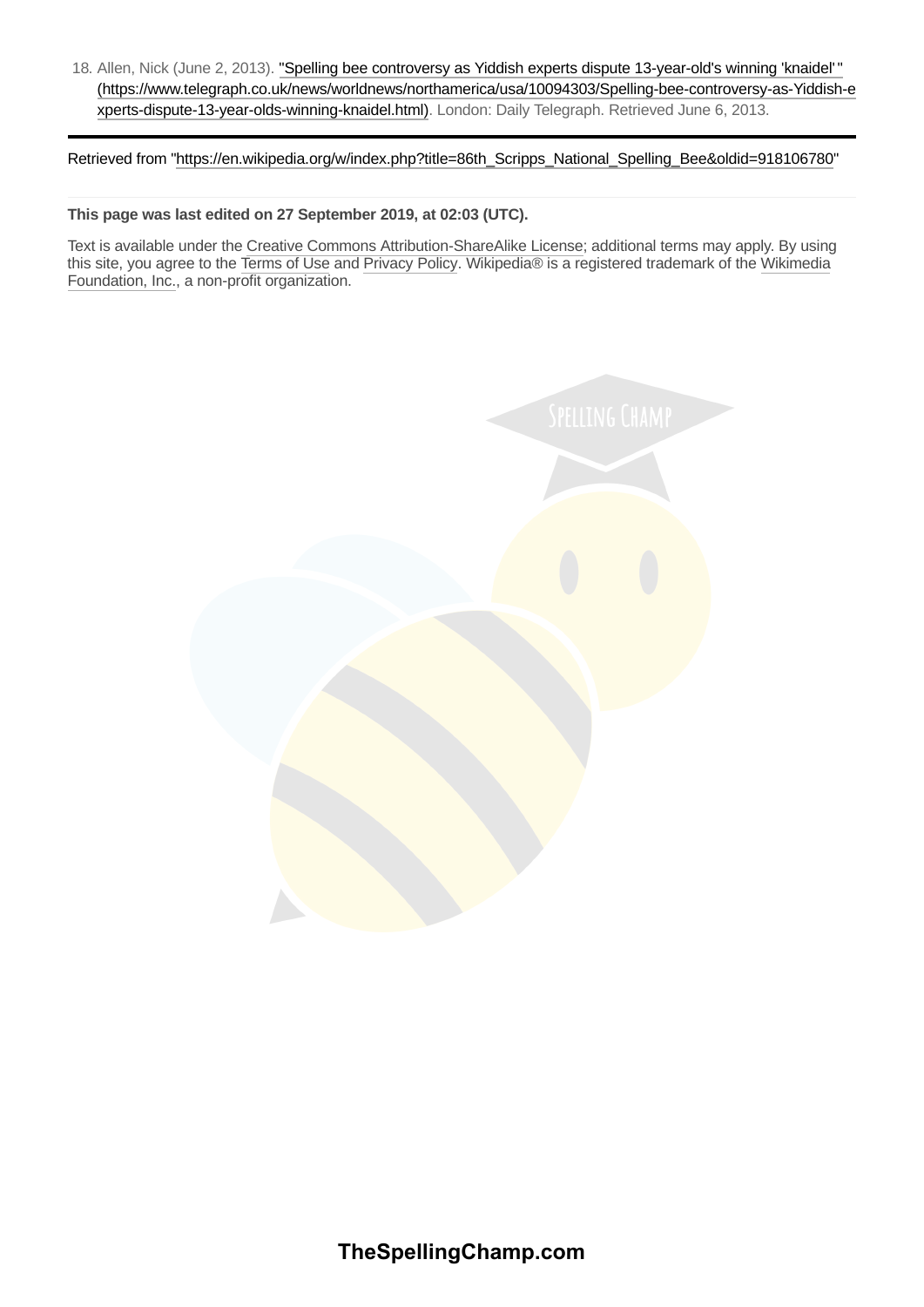18. Allen, Nick (June 2, 2013). "Spelling bee controversy as Yiddish experts dispute 13-year-old's winning 'knaidel' " (https://www.telegraph.co.uk/news/worldnews/northamerica/usa/10094303/Spelling-bee-controversy-as-Yiddish-experts-dispute-13-year-olds-winning-knaidel.html). London: Daily Telegraph. Retrieved June 6, 2013.

---

Retrieved from "https://en.wikipedia.org/w/index.php?title=86th_Scripps_National_Spelling_Bee&oldid=918106780"

**This page was last edited on 27 September 2019, at 02:03 (UTC).**

Text is available under the Creative Commons Attribution-ShareAlike License; additional terms may apply. By using this site, you agree to the Terms of Use and Privacy Policy. Wikipedia® is a registered trademark of the Wikimedia Foundation, Inc., a non-profit organization.